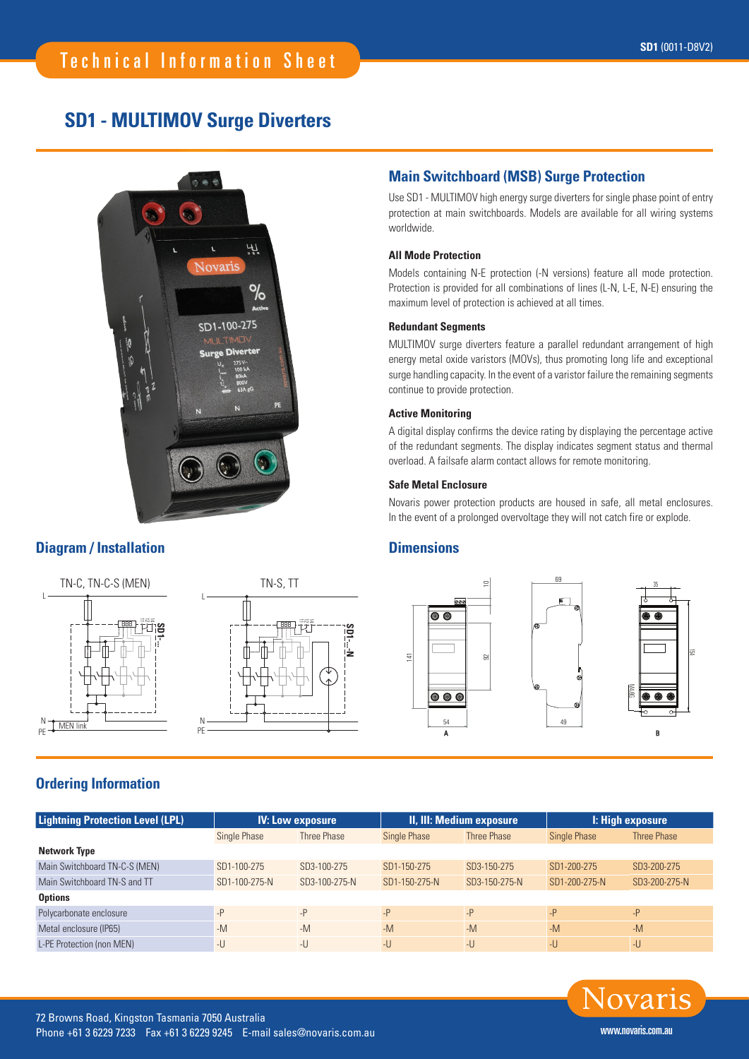# Technical Information Sheet

SD1 (0011-D8V2)

## SD1 - MULTIMOV Surge Diverters

## Main Switchboard (MSB) Surge Protection

Use SD1 - MULTIMOV high energy surge diverters for single phase point of entry protection at main switchboards. Models are available for all wiring systems worldwide.

### All Mode Protection

Models containing N-E protection (-N versions) feature all mode protection. Protection is provided for all combinations of lines (L-N, L-E, N-E) ensuring the maximum level of protection is achieved at all times.

### Redundant Segments

MULTIMOV surge diverters feature a parallel redundant arrangement of high energy metal oxide varistors (MOVs), thus promoting long life and exceptional surge handling capacity. In the event of a varistor failure the remaining segments continue to provide protection.

### Active Monitoring

A digital display confirms the device rating by displaying the percentage active of the redundant segments. The display indicates segment status and thermal overload. A failsafe alarm contact allows for remote monitoring.

### Safe Metal Enclosure

Novaris power protection products are housed in safe, all metal enclosures. In the event of a prolonged overvoltage they will not catch fire or explode.

## Diagram / Installation

TN-C, TN-C-S (MEN)

L

SD1-...

N

MEN link

PE

TN-S, TT

L

SD1-...-N

N

PE

## Dimensions

10

141

92

54

A

89

49

35

151

B

## Ordering Information

| Lightning Protection Level (LPL) | IV: Low exposure | | II, III: Medium exposure | | I: High exposure | |
|---|---|---|---|---|---|---|
| | Single Phase | Three Phase | Single Phase | Three Phase | Single Phase | Three Phase |
| **Network Type** | | | | | | |
| Main Switchboard TN-C-S (MEN) | SD1-100-275 | SD3-100-275 | SD1-150-275 | SD3-150-275 | SD1-200-275 | SD3-200-275 |
| Main Switchboard TN-S and TT | SD1-100-275-N | SD3-100-275-N | SD1-150-275-N | SD3-150-275-N | SD1-200-275-N | SD3-200-275-N |
| **Options** | | | | | | |
| Polycarbonate enclosure | -P | -P | -P | -P | -P | -P |
| Metal enclosure (IP65) | -M | -M | -M | -M | -M | -M |
| L-PE Protection (non MEN) | -U | -U | -U | -U | -U | -U |

72 Browns Road, Kingston Tasmania 7050 Australia
Phone +61 3 6229 7233 Fax +61 3 6229 9245 E-mail sales@novaris.com.au

Novaris
www.novaris.com.au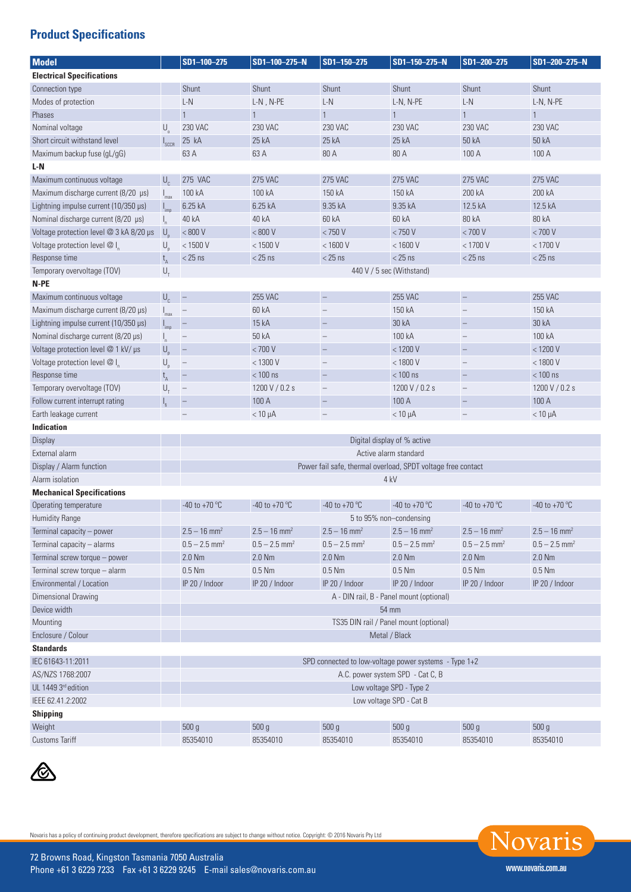## Product Specifications

| Model | | SD1–100–275 | SD1–100–275–N | SD1–150–275 | SD1–150–275–N | SD1–200–275 | SD1–200–275–N |
|---|---|---|---|---|---|---|---|
| **Electrical Specifications** | | | | | | | |
| Connection type | | Shunt | Shunt | Shunt | Shunt | Shunt | Shunt |
| Modes of protection | | L-N | L-N , N-PE | L-N | L-N, N-PE | L-N | L-N, N-PE |
| Phases | | 1 | 1 | 1 | 1 | 1 | 1 |
| Nominal voltage | $U_n$ | 230 VAC | 230 VAC | 230 VAC | 230 VAC | 230 VAC | 230 VAC |
| Short circuit withstand level | $I_{SCCR}$ | 25 kA | 25 kA | 25 kA | 25 kA | 50 kA | 50 kA |
| Maximum backup fuse (gL/gG) | | 63 A | 63 A | 80 A | 80 A | 100 A | 100 A |
| **L-N** | | | | | | | |
| Maximum continuous voltage | $U_c$ | 275 VAC | 275 VAC | 275 VAC | 275 VAC | 275 VAC | 275 VAC |
| Maximum discharge current (8/20 µs) | $I_{max}$ | 100 kA | 100 kA | 150 kA | 150 kA | 200 kA | 200 kA |
| Lightning impulse current (10/350 µs) | $I_{imp}$ | 6.25 kA | 6.25 kA | 9.35 kA | 9.35 kA | 12.5 kA | 12.5 kA |
| Nominal discharge current (8/20 µs) | $I_n$ | 40 kA | 40 kA | 60 kA | 60 kA | 80 kA | 80 kA |
| Voltage protection level @ 3 kA 8/20 µs | $U_p$ | < 800 V | < 800 V | < 750 V | < 750 V | < 700 V | < 700 V |
| Voltage protection level @ $I_n$ | $U_p$ | < 1500 V | < 1500 V | < 1600 V | < 1600 V | < 1700 V | < 1700 V |
| Response time | $t_A$ | < 25 ns | < 25 ns | < 25 ns | < 25 ns | < 25 ns | < 25 ns |
| Temporary overvoltage (TOV) | $U_T$ | 440 V / 5 sec (Withstand) | | | | | |
| **N-PE** | | | | | | | |
| Maximum continuous voltage | $U_c$ | – | 255 VAC | – | 255 VAC | – | 255 VAC |
| Maximum discharge current (8/20 µs) | $I_{max}$ | – | 60 kA | – | 150 kA | – | 150 kA |
| Lightning impulse current (10/350 µs) | $I_{imp}$ | – | 15 kA | – | 30 kA | – | 30 kA |
| Nominal discharge current (8/20 µs) | $I_n$ | – | 50 kA | – | 100 kA | – | 100 kA |
| Voltage protection level @ 1 kV/ µs | $U_p$ | – | < 700 V | – | < 1200 V | – | < 1200 V |
| Voltage protection level @ $I_n$ | $U_p$ | – | < 1300 V | – | < 1800 V | – | < 1800 V |
| Response time | $t_A$ | – | < 100 ns | – | < 100 ns | – | < 100 ns |
| Temporary overvoltage (TOV) | $U_T$ | – | 1200 V / 0.2 s | – | 1200 V / 0.2 s | – | 1200 V / 0.2 s |
| Follow current interrupt rating | $I_f$ | – | 100 A | – | 100 A | – | 100 A |
| Earth leakage current | | – | < 10 µA | – | < 10 µA | – | < 10 µA |
| **Indication** | | | | | | | |
| Display | | Digital display of % active | | | | | |
| External alarm | | Active alarm standard | | | | | |
| Display / Alarm function | | Power fail safe, thermal overload, SPDT voltage free contact | | | | | |
| Alarm isolation | | 4 kV | | | | | |
| **Mechanical Specifications** | | | | | | | |
| Operating temperature | | -40 to +70 °C | -40 to +70 °C | -40 to +70 °C | -40 to +70 °C | -40 to +70 °C | -40 to +70 °C |
| Humidity Range | | 5 to 95% non–condensing | | | | | |
| Terminal capacity – power | | 2.5 – 16 mm² | 2.5 – 16 mm² | 2.5 – 16 mm² | 2.5 – 16 mm² | 2.5 – 16 mm² | 2.5 – 16 mm² |
| Terminal capacity – alarms | | 0.5 – 2.5 mm² | 0.5 – 2.5 mm² | 0.5 – 2.5 mm² | 0.5 – 2.5 mm² | 0.5 – 2.5 mm² | 0.5 – 2.5 mm² |
| Terminal screw torque – power | | 2.0 Nm | 2.0 Nm | 2.0 Nm | 2.0 Nm | 2.0 Nm | 2.0 Nm |
| Terminal screw torque – alarm | | 0.5 Nm | 0.5 Nm | 0.5 Nm | 0.5 Nm | 0.5 Nm | 0.5 Nm |
| Environmental / Location | | IP 20 / Indoor | IP 20 / Indoor | IP 20 / Indoor | IP 20 / Indoor | IP 20 / Indoor | IP 20 / Indoor |
| Dimensional Drawing | | A - DIN rail, B - Panel mount (optional) | | | | | |
| Device width | | 54 mm | | | | | |
| Mounting | | TS35 DIN rail / Panel mount (optional) | | | | | |
| Enclosure / Colour | | Metal / Black | | | | | |
| **Standards** | | | | | | | |
| IEC 61643-11:2011 | | SPD connected to low-voltage power systems - Type 1+2 | | | | | |
| AS/NZS 1768:2007 | | A.C. power system SPD - Cat C, B | | | | | |
| UL 1449 3rd edition | | Low voltage SPD - Type 2 | | | | | |
| IEEE 62.41.2:2002 | | Low voltage SPD - Cat B | | | | | |
| **Shipping** | | | | | | | |
| Weight | | 500 g | 500 g | 500 g | 500 g | 500 g | 500 g |
| Customs Tariff | | 85354010 | 85354010 | 85354010 | 85354010 | 85354010 | 85354010 |

Novaris has a policy of continuing product development, therefore specifications are subject to change without notice. Copyright: © 2016 Novaris Pty Ltd

Novaris

72 Browns Road, Kingston Tasmania 7050 Australia
Phone +61 3 6229 7233 Fax +61 3 6229 9245 E-mail sales@novaris.com.au

www.novaris.com.au